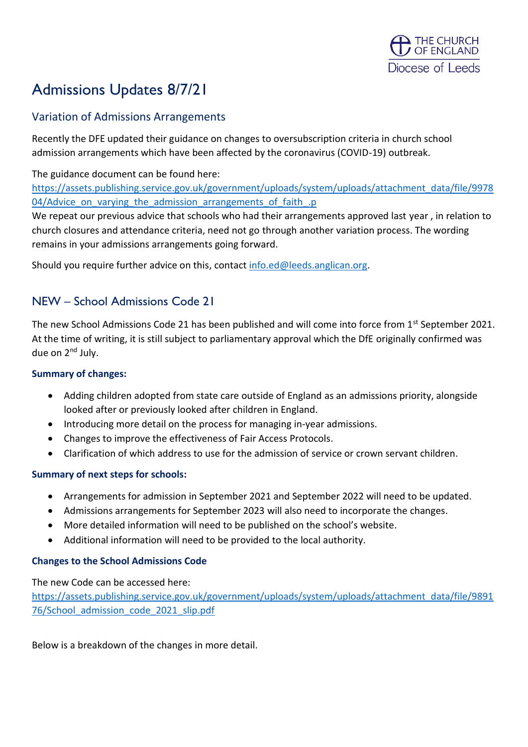THE CHURCH OF ENGLAND
Diocese of Leeds

# Admissions Updates 8/7/21

## Variation of Admissions Arrangements

Recently the DFE updated their guidance on changes to oversubscription criteria in church school admission arrangements which have been affected by the coronavirus (COVID-19) outbreak.

The guidance document can be found here:
https://assets.publishing.service.gov.uk/government/uploads/system/uploads/attachment_data/file/997804/Advice_on_varying_the_admission_arrangements_of_faith_.p
We repeat our previous advice that schools who had their arrangements approved last year , in relation to church closures and attendance criteria, need not go through another variation process. The wording remains in your admissions arrangements going forward.

Should you require further advice on this, contact info.ed@leeds.anglican.org.

## NEW – School Admissions Code 21

The new School Admissions Code 21 has been published and will come into force from 1st September 2021. At the time of writing, it is still subject to parliamentary approval which the DfE originally confirmed was due on 2nd July.

**Summary of changes:**

- Adding children adopted from state care outside of England as an admissions priority, alongside looked after or previously looked after children in England.
- Introducing more detail on the process for managing in-year admissions.
- Changes to improve the effectiveness of Fair Access Protocols.
- Clarification of which address to use for the admission of service or crown servant children.

**Summary of next steps for schools:**

- Arrangements for admission in September 2021 and September 2022 will need to be updated.
- Admissions arrangements for September 2023 will also need to incorporate the changes.
- More detailed information will need to be published on the school's website.
- Additional information will need to be provided to the local authority.

**Changes to the School Admissions Code**

The new Code can be accessed here:
https://assets.publishing.service.gov.uk/government/uploads/system/uploads/attachment_data/file/989176/School_admission_code_2021_slip.pdf

Below is a breakdown of the changes in more detail.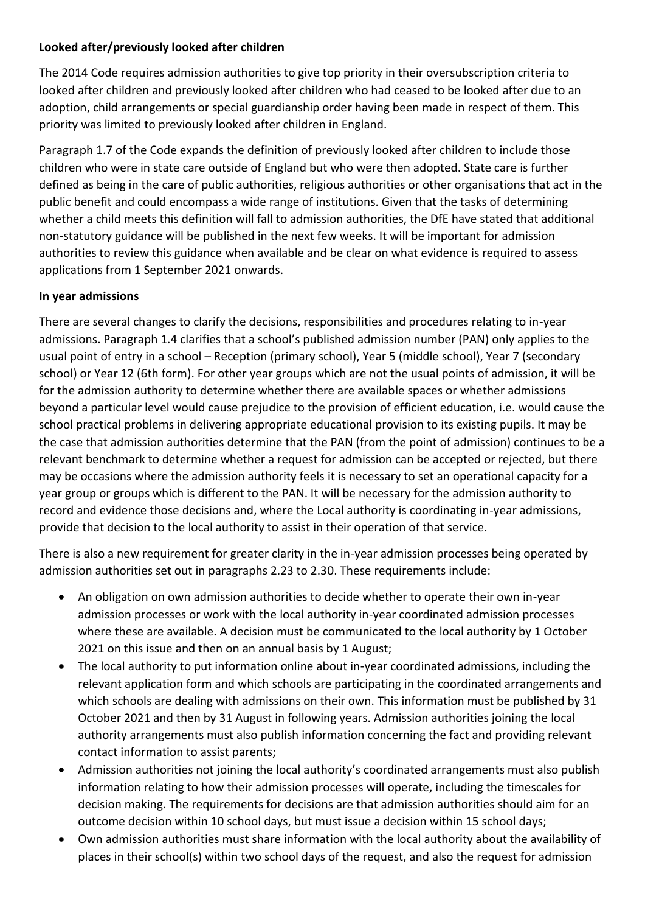**Looked after/previously looked after children**

The 2014 Code requires admission authorities to give top priority in their oversubscription criteria to looked after children and previously looked after children who had ceased to be looked after due to an adoption, child arrangements or special guardianship order having been made in respect of them. This priority was limited to previously looked after children in England.

Paragraph 1.7 of the Code expands the definition of previously looked after children to include those children who were in state care outside of England but who were then adopted. State care is further defined as being in the care of public authorities, religious authorities or other organisations that act in the public benefit and could encompass a wide range of institutions. Given that the tasks of determining whether a child meets this definition will fall to admission authorities, the DfE have stated that additional non-statutory guidance will be published in the next few weeks. It will be important for admission authorities to review this guidance when available and be clear on what evidence is required to assess applications from 1 September 2021 onwards.

**In year admissions**

There are several changes to clarify the decisions, responsibilities and procedures relating to in-year admissions. Paragraph 1.4 clarifies that a school's published admission number (PAN) only applies to the usual point of entry in a school – Reception (primary school), Year 5 (middle school), Year 7 (secondary school) or Year 12 (6th form). For other year groups which are not the usual points of admission, it will be for the admission authority to determine whether there are available spaces or whether admissions beyond a particular level would cause prejudice to the provision of efficient education, i.e. would cause the school practical problems in delivering appropriate educational provision to its existing pupils. It may be the case that admission authorities determine that the PAN (from the point of admission) continues to be a relevant benchmark to determine whether a request for admission can be accepted or rejected, but there may be occasions where the admission authority feels it is necessary to set an operational capacity for a year group or groups which is different to the PAN. It will be necessary for the admission authority to record and evidence those decisions and, where the Local authority is coordinating in-year admissions, provide that decision to the local authority to assist in their operation of that service.

There is also a new requirement for greater clarity in the in-year admission processes being operated by admission authorities set out in paragraphs 2.23 to 2.30. These requirements include:

- An obligation on own admission authorities to decide whether to operate their own in-year admission processes or work with the local authority in-year coordinated admission processes where these are available. A decision must be communicated to the local authority by 1 October 2021 on this issue and then on an annual basis by 1 August;
- The local authority to put information online about in-year coordinated admissions, including the relevant application form and which schools are participating in the coordinated arrangements and which schools are dealing with admissions on their own. This information must be published by 31 October 2021 and then by 31 August in following years. Admission authorities joining the local authority arrangements must also publish information concerning the fact and providing relevant contact information to assist parents;
- Admission authorities not joining the local authority's coordinated arrangements must also publish information relating to how their admission processes will operate, including the timescales for decision making. The requirements for decisions are that admission authorities should aim for an outcome decision within 10 school days, but must issue a decision within 15 school days;
- Own admission authorities must share information with the local authority about the availability of places in their school(s) within two school days of the request, and also the request for admission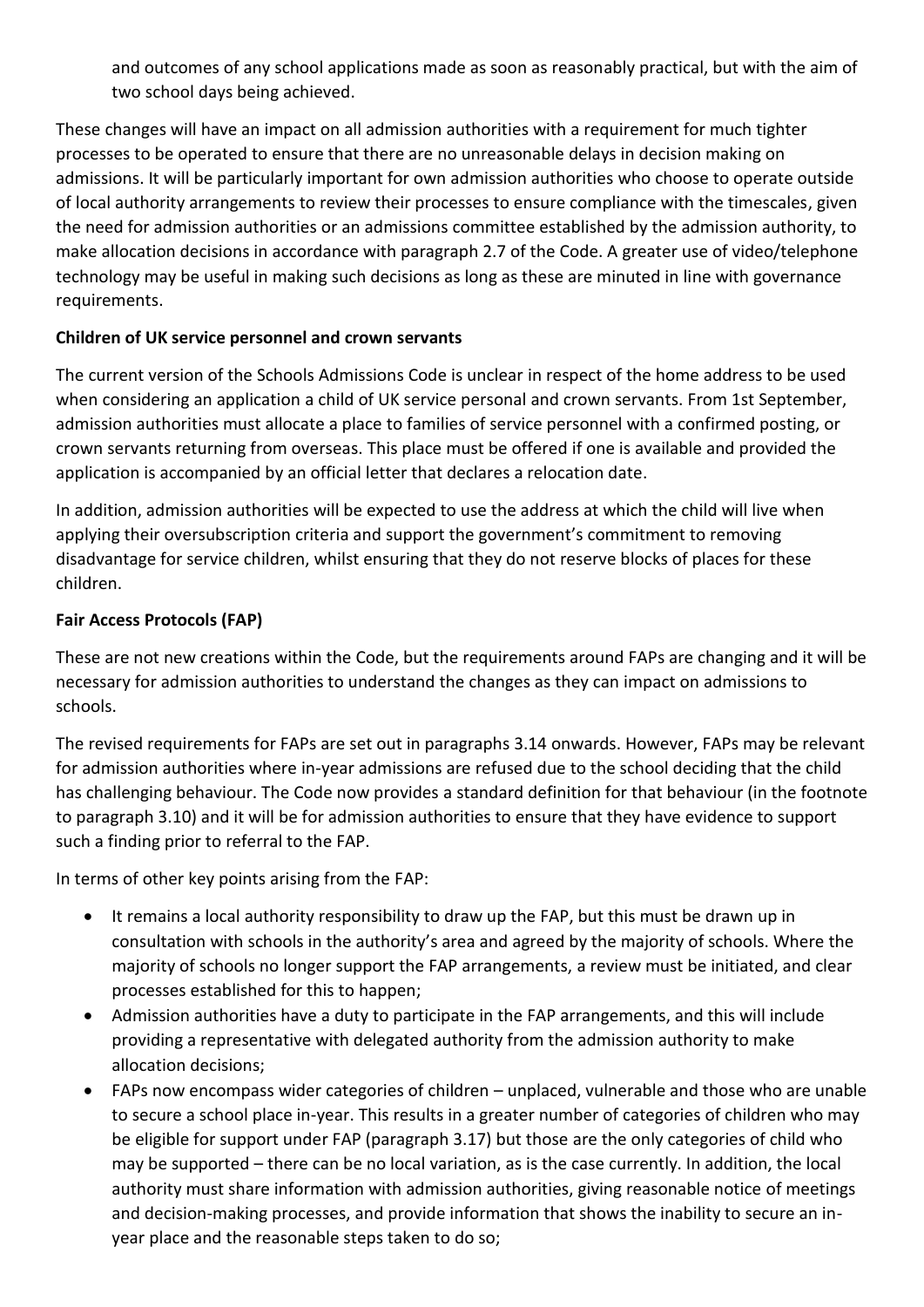and outcomes of any school applications made as soon as reasonably practical, but with the aim of two school days being achieved.

These changes will have an impact on all admission authorities with a requirement for much tighter processes to be operated to ensure that there are no unreasonable delays in decision making on admissions. It will be particularly important for own admission authorities who choose to operate outside of local authority arrangements to review their processes to ensure compliance with the timescales, given the need for admission authorities or an admissions committee established by the admission authority, to make allocation decisions in accordance with paragraph 2.7 of the Code. A greater use of video/telephone technology may be useful in making such decisions as long as these are minuted in line with governance requirements.

**Children of UK service personnel and crown servants**

The current version of the Schools Admissions Code is unclear in respect of the home address to be used when considering an application a child of UK service personal and crown servants. From 1st September, admission authorities must allocate a place to families of service personnel with a confirmed posting, or crown servants returning from overseas. This place must be offered if one is available and provided the application is accompanied by an official letter that declares a relocation date.

In addition, admission authorities will be expected to use the address at which the child will live when applying their oversubscription criteria and support the government's commitment to removing disadvantage for service children, whilst ensuring that they do not reserve blocks of places for these children.

**Fair Access Protocols (FAP)**

These are not new creations within the Code, but the requirements around FAPs are changing and it will be necessary for admission authorities to understand the changes as they can impact on admissions to schools.

The revised requirements for FAPs are set out in paragraphs 3.14 onwards. However, FAPs may be relevant for admission authorities where in-year admissions are refused due to the school deciding that the child has challenging behaviour. The Code now provides a standard definition for that behaviour (in the footnote to paragraph 3.10) and it will be for admission authorities to ensure that they have evidence to support such a finding prior to referral to the FAP.

In terms of other key points arising from the FAP:

- It remains a local authority responsibility to draw up the FAP, but this must be drawn up in consultation with schools in the authority's area and agreed by the majority of schools. Where the majority of schools no longer support the FAP arrangements, a review must be initiated, and clear processes established for this to happen;
- Admission authorities have a duty to participate in the FAP arrangements, and this will include providing a representative with delegated authority from the admission authority to make allocation decisions;
- FAPs now encompass wider categories of children – unplaced, vulnerable and those who are unable to secure a school place in-year. This results in a greater number of categories of children who may be eligible for support under FAP (paragraph 3.17) but those are the only categories of child who may be supported – there can be no local variation, as is the case currently. In addition, the local authority must share information with admission authorities, giving reasonable notice of meetings and decision-making processes, and provide information that shows the inability to secure an in-year place and the reasonable steps taken to do so;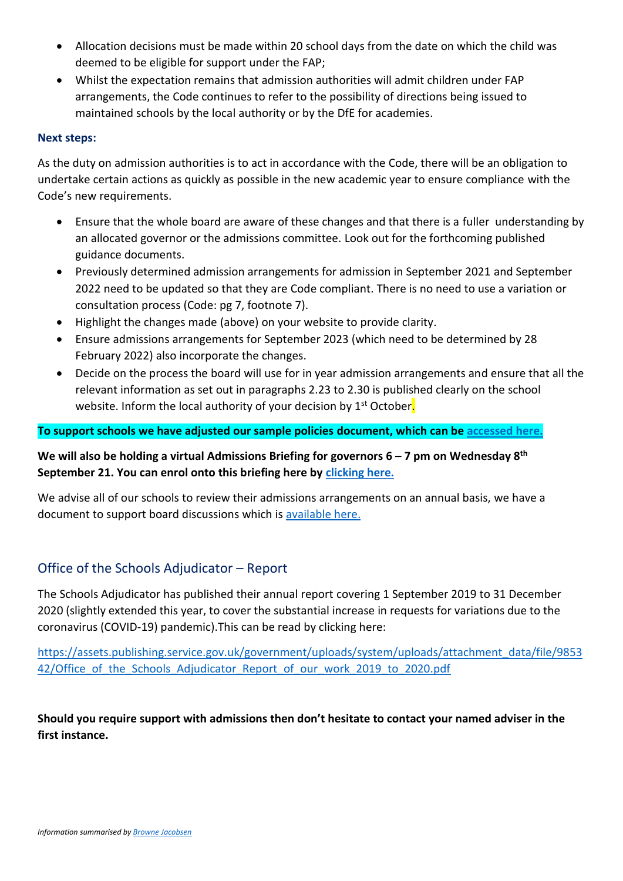- Allocation decisions must be made within 20 school days from the date on which the child was deemed to be eligible for support under the FAP;
- Whilst the expectation remains that admission authorities will admit children under FAP arrangements, the Code continues to refer to the possibility of directions being issued to maintained schools by the local authority or by the DfE for academies.

**Next steps:**

As the duty on admission authorities is to act in accordance with the Code, there will be an obligation to undertake certain actions as quickly as possible in the new academic year to ensure compliance with the Code's new requirements.

- Ensure that the whole board are aware of these changes and that there is a fuller understanding by an allocated governor or the admissions committee. Look out for the forthcoming published guidance documents.
- Previously determined admission arrangements for admission in September 2021 and September 2022 need to be updated so that they are Code compliant. There is no need to use a variation or consultation process (Code: pg 7, footnote 7).
- Highlight the changes made (above) on your website to provide clarity.
- Ensure admissions arrangements for September 2023 (which need to be determined by 28 February 2022) also incorporate the changes.
- Decide on the process the board will use for in year admission arrangements and ensure that all the relevant information as set out in paragraphs 2.23 to 2.30 is published clearly on the school website. Inform the local authority of your decision by 1st October.

**To support schools we have adjusted our sample policies document, which can be accessed here.**

**We will also be holding a virtual Admissions Briefing for governors 6 – 7 pm on Wednesday 8th September 21. You can enrol onto this briefing here by clicking here.**

We advise all of our schools to review their admissions arrangements on an annual basis, we have a document to support board discussions which is available here.

## Office of the Schools Adjudicator – Report

The Schools Adjudicator has published their annual report covering 1 September 2019 to 31 December 2020 (slightly extended this year, to cover the substantial increase in requests for variations due to the coronavirus (COVID-19) pandemic).This can be read by clicking here:

https://assets.publishing.service.gov.uk/government/uploads/system/uploads/attachment_data/file/985342/Office_of_the_Schools_Adjudicator_Report_of_our_work_2019_to_2020.pdf

**Should you require support with admissions then don't hesitate to contact your named adviser in the first instance.**

*Information summarised by Browne Jacobsen*